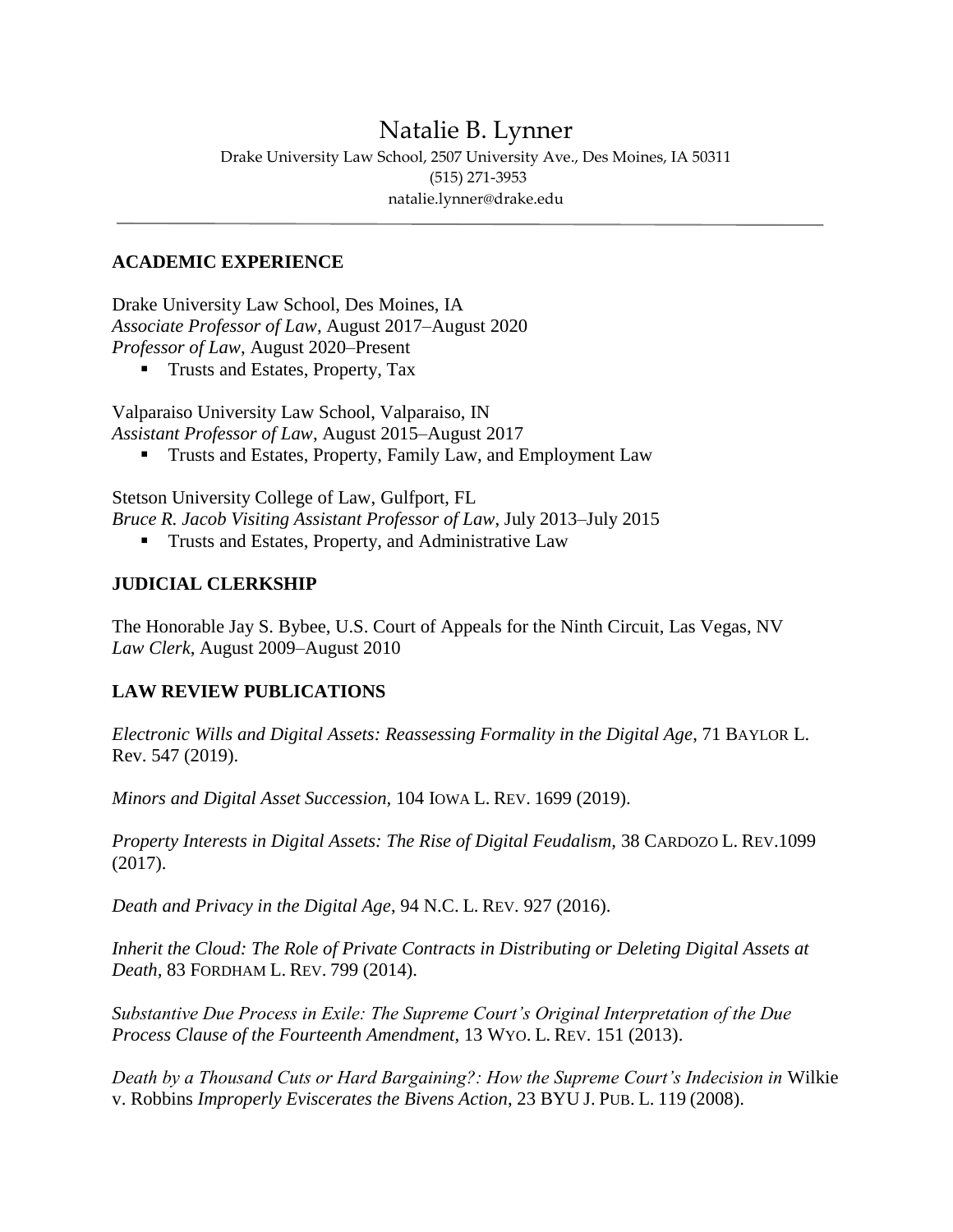# Natalie B. Lynner

Drake University Law School, 2507 University Ave., Des Moines, IA 50311
(515) 271-3953
natalie.lynner@drake.edu

---

## ACADEMIC EXPERIENCE

Drake University Law School, Des Moines, IA
*Associate Professor of Law*, August 2017–August 2020
*Professor of Law*, August 2020–Present

- Trusts and Estates, Property, Tax

Valparaiso University Law School, Valparaiso, IN
*Assistant Professor of Law*, August 2015–August 2017

- Trusts and Estates, Property, Family Law, and Employment Law

Stetson University College of Law, Gulfport, FL
*Bruce R. Jacob Visiting Assistant Professor of Law*, July 2013–July 2015

- Trusts and Estates, Property, and Administrative Law

## JUDICIAL CLERKSHIP

The Honorable Jay S. Bybee, U.S. Court of Appeals for the Ninth Circuit, Las Vegas, NV
*Law Clerk*, August 2009–August 2010

## LAW REVIEW PUBLICATIONS

*Electronic Wills and Digital Assets: Reassessing Formality in the Digital Age*, 71 BAYLOR L. Rev. 547 (2019).

*Minors and Digital Asset Succession*, 104 IOWA L. REV. 1699 (2019).

*Property Interests in Digital Assets: The Rise of Digital Feudalism,* 38 CARDOZO L. REV.1099 (2017).

*Death and Privacy in the Digital Age*, 94 N.C. L. REV. 927 (2016).

*Inherit the Cloud: The Role of Private Contracts in Distributing or Deleting Digital Assets at Death*, 83 FORDHAM L. REV. 799 (2014).

*Substantive Due Process in Exile: The Supreme Court's Original Interpretation of the Due Process Clause of the Fourteenth Amendment*, 13 WYO. L. REV. 151 (2013).

*Death by a Thousand Cuts or Hard Bargaining?: How the Supreme Court's Indecision in* Wilkie v. Robbins *Improperly Eviscerates the Bivens Action*, 23 BYU J. PUB. L. 119 (2008).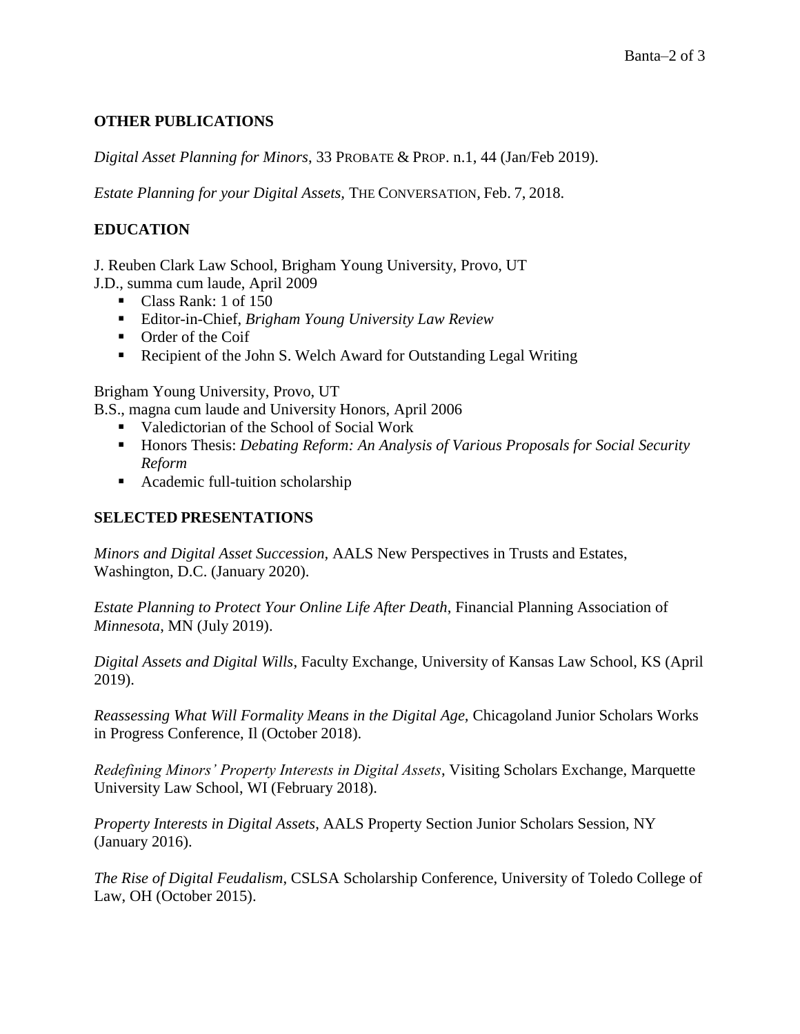## OTHER PUBLICATIONS

*Digital Asset Planning for Minors*, 33 PROBATE & PROP. n.1, 44 (Jan/Feb 2019).

*Estate Planning for your Digital Assets*, THE CONVERSATION, Feb. 7, 2018.

## EDUCATION

J. Reuben Clark Law School, Brigham Young University, Provo, UT
J.D., summa cum laude, April 2009

- Class Rank: 1 of 150
- Editor-in-Chief, *Brigham Young University Law Review*
- Order of the Coif
- Recipient of the John S. Welch Award for Outstanding Legal Writing

Brigham Young University, Provo, UT
B.S., magna cum laude and University Honors, April 2006

- Valedictorian of the School of Social Work
- Honors Thesis: *Debating Reform: An Analysis of Various Proposals for Social Security Reform*
- Academic full-tuition scholarship

## SELECTED PRESENTATIONS

*Minors and Digital Asset Succession*, AALS New Perspectives in Trusts and Estates, Washington, D.C. (January 2020).

*Estate Planning to Protect Your Online Life After Death*, Financial Planning Association of *Minnesota*, MN (July 2019).

*Digital Assets and Digital Wills*, Faculty Exchange, University of Kansas Law School, KS (April 2019).

*Reassessing What Will Formality Means in the Digital Age*, Chicagoland Junior Scholars Works in Progress Conference, Il (October 2018).

*Redefining Minors' Property Interests in Digital Assets*, Visiting Scholars Exchange, Marquette University Law School, WI (February 2018).

*Property Interests in Digital Assets*, AALS Property Section Junior Scholars Session, NY (January 2016).

*The Rise of Digital Feudalism*, CSLSA Scholarship Conference, University of Toledo College of Law, OH (October 2015).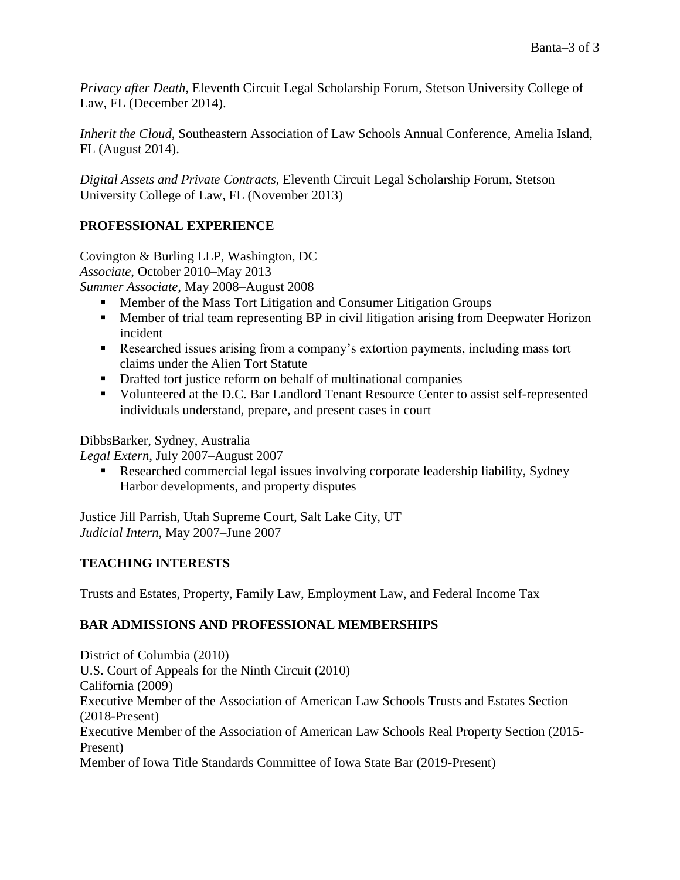*Privacy after Death*, Eleventh Circuit Legal Scholarship Forum, Stetson University College of Law, FL (December 2014).

*Inherit the Cloud*, Southeastern Association of Law Schools Annual Conference, Amelia Island, FL (August 2014).

*Digital Assets and Private Contracts*, Eleventh Circuit Legal Scholarship Forum, Stetson University College of Law, FL (November 2013)

## PROFESSIONAL EXPERIENCE

Covington & Burling LLP, Washington, DC
*Associate*, October 2010–May 2013
*Summer Associate*, May 2008–August 2008

- Member of the Mass Tort Litigation and Consumer Litigation Groups
- Member of trial team representing BP in civil litigation arising from Deepwater Horizon incident
- Researched issues arising from a company's extortion payments, including mass tort claims under the Alien Tort Statute
- Drafted tort justice reform on behalf of multinational companies
- Volunteered at the D.C. Bar Landlord Tenant Resource Center to assist self-represented individuals understand, prepare, and present cases in court

DibbsBarker, Sydney, Australia
*Legal Extern*, July 2007–August 2007

- Researched commercial legal issues involving corporate leadership liability, Sydney Harbor developments, and property disputes

Justice Jill Parrish, Utah Supreme Court, Salt Lake City, UT
*Judicial Intern*, May 2007–June 2007

## TEACHING INTERESTS

Trusts and Estates, Property, Family Law, Employment Law, and Federal Income Tax

## BAR ADMISSIONS AND PROFESSIONAL MEMBERSHIPS

District of Columbia (2010)
U.S. Court of Appeals for the Ninth Circuit (2010)
California (2009)
Executive Member of the Association of American Law Schools Trusts and Estates Section (2018-Present)
Executive Member of the Association of American Law Schools Real Property Section (2015-Present)
Member of Iowa Title Standards Committee of Iowa State Bar (2019-Present)